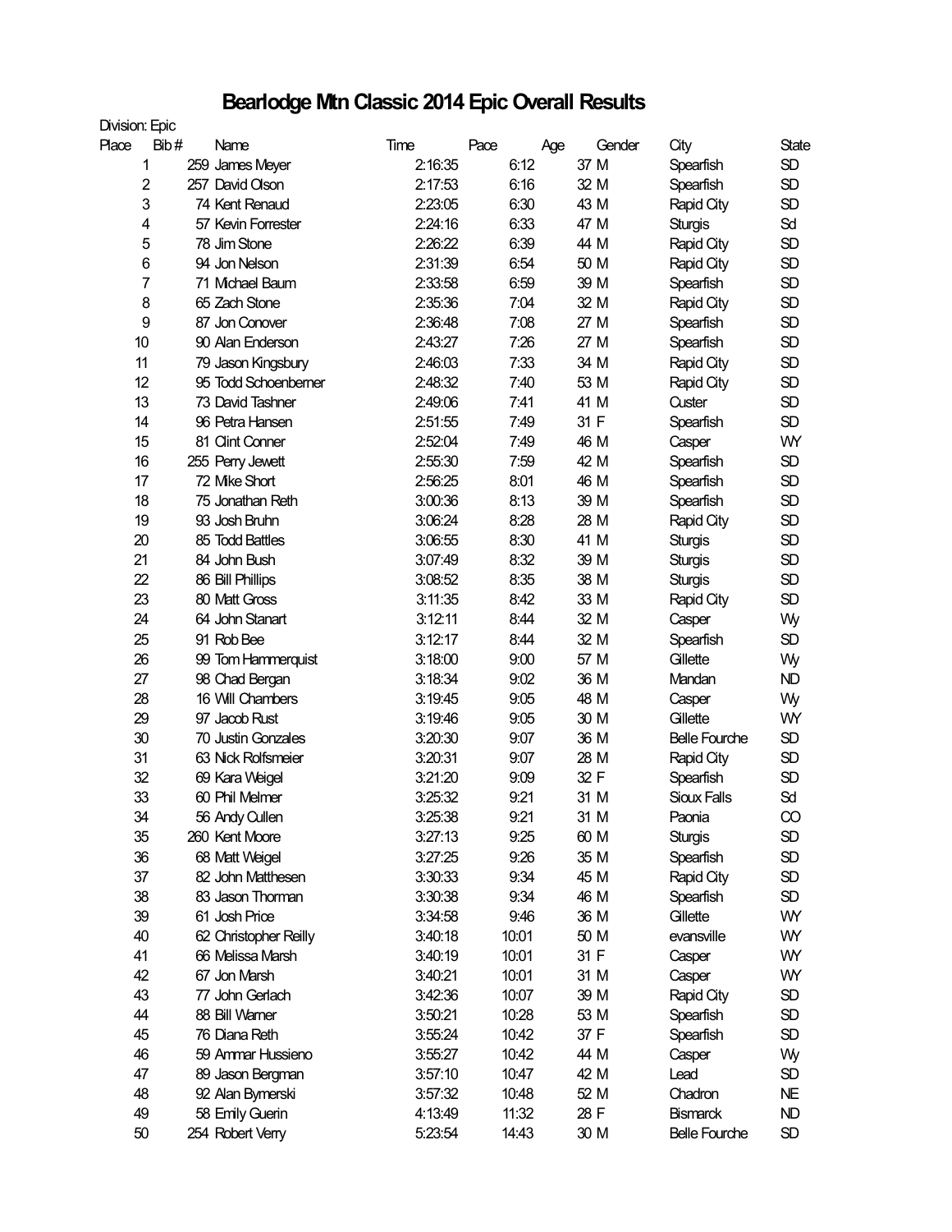# Bearlodge Mtn Classic 2014 Epic Overall Results

Division: Epic

| Place | Bib # | Name | Time | Pace | Age | Gender | City | State |
|---|---|---|---|---|---|---|---|---|
| 1 | 259 | James Meyer | 2:16:35 | 6:12 | 37 | M | Spearfish | SD |
| 2 | 257 | David Olson | 2:17:53 | 6:16 | 32 | M | Spearfish | SD |
| 3 | 74 | Kent Renaud | 2:23:05 | 6:30 | 43 | M | Rapid City | SD |
| 4 | 57 | Kevin Forrester | 2:24:16 | 6:33 | 47 | M | Sturgis | Sd |
| 5 | 78 | Jim Stone | 2:26:22 | 6:39 | 44 | M | Rapid City | SD |
| 6 | 94 | Jon Nelson | 2:31:39 | 6:54 | 50 | M | Rapid City | SD |
| 7 | 71 | Michael Baum | 2:33:58 | 6:59 | 39 | M | Spearfish | SD |
| 8 | 65 | Zach Stone | 2:35:36 | 7:04 | 32 | M | Rapid City | SD |
| 9 | 87 | Jon Conover | 2:36:48 | 7:08 | 27 | M | Spearfish | SD |
| 10 | 90 | Alan Enderson | 2:43:27 | 7:26 | 27 | M | Spearfish | SD |
| 11 | 79 | Jason Kingsbury | 2:46:03 | 7:33 | 34 | M | Rapid City | SD |
| 12 | 95 | Todd Schoenberner | 2:48:32 | 7:40 | 53 | M | Rapid City | SD |
| 13 | 73 | David Tashner | 2:49:06 | 7:41 | 41 | M | Custer | SD |
| 14 | 96 | Petra Hansen | 2:51:55 | 7:49 | 31 | F | Spearfish | SD |
| 15 | 81 | Clint Conner | 2:52:04 | 7:49 | 46 | M | Casper | WY |
| 16 | 255 | Perry Jewett | 2:55:30 | 7:59 | 42 | M | Spearfish | SD |
| 17 | 72 | Mike Short | 2:56:25 | 8:01 | 46 | M | Spearfish | SD |
| 18 | 75 | Jonathan Reth | 3:00:36 | 8:13 | 39 | M | Spearfish | SD |
| 19 | 93 | Josh Bruhn | 3:06:24 | 8:28 | 28 | M | Rapid City | SD |
| 20 | 85 | Todd Battles | 3:06:55 | 8:30 | 41 | M | Sturgis | SD |
| 21 | 84 | John Bush | 3:07:49 | 8:32 | 39 | M | Sturgis | SD |
| 22 | 86 | Bill Phillips | 3:08:52 | 8:35 | 38 | M | Sturgis | SD |
| 23 | 80 | Matt Gross | 3:11:35 | 8:42 | 33 | M | Rapid City | SD |
| 24 | 64 | John Stanart | 3:12:11 | 8:44 | 32 | M | Casper | Wy |
| 25 | 91 | Rob Bee | 3:12:17 | 8:44 | 32 | M | Spearfish | SD |
| 26 | 99 | Tom Hammerquist | 3:18:00 | 9:00 | 57 | M | Gillette | Wy |
| 27 | 98 | Chad Bergan | 3:18:34 | 9:02 | 36 | M | Mandan | ND |
| 28 | 16 | Will Chambers | 3:19:45 | 9:05 | 48 | M | Casper | Wy |
| 29 | 97 | Jacob Rust | 3:19:46 | 9:05 | 30 | M | Gillette | WY |
| 30 | 70 | Justin Gonzales | 3:20:30 | 9:07 | 36 | M | Belle Fourche | SD |
| 31 | 63 | Nick Rolfsmeier | 3:20:31 | 9:07 | 28 | M | Rapid City | SD |
| 32 | 69 | Kara Weigel | 3:21:20 | 9:09 | 32 | F | Spearfish | SD |
| 33 | 60 | Phil Melmer | 3:25:32 | 9:21 | 31 | M | Sioux Falls | Sd |
| 34 | 56 | Andy Cullen | 3:25:38 | 9:21 | 31 | M | Paonia | CO |
| 35 | 260 | Kent Moore | 3:27:13 | 9:25 | 60 | M | Sturgis | SD |
| 36 | 68 | Matt Weigel | 3:27:25 | 9:26 | 35 | M | Spearfish | SD |
| 37 | 82 | John Matthesen | 3:30:33 | 9:34 | 45 | M | Rapid City | SD |
| 38 | 83 | Jason Thorman | 3:30:38 | 9:34 | 46 | M | Spearfish | SD |
| 39 | 61 | Josh Price | 3:34:58 | 9:46 | 36 | M | Gillette | WY |
| 40 | 62 | Christopher Reilly | 3:40:18 | 10:01 | 50 | M | evansville | WY |
| 41 | 66 | Melissa Marsh | 3:40:19 | 10:01 | 31 | F | Casper | WY |
| 42 | 67 | Jon Marsh | 3:40:21 | 10:01 | 31 | M | Casper | WY |
| 43 | 77 | John Gerlach | 3:42:36 | 10:07 | 39 | M | Rapid City | SD |
| 44 | 88 | Bill Warner | 3:50:21 | 10:28 | 53 | M | Spearfish | SD |
| 45 | 76 | Diana Reth | 3:55:24 | 10:42 | 37 | F | Spearfish | SD |
| 46 | 59 | Ammar Hussieno | 3:55:27 | 10:42 | 44 | M | Casper | Wy |
| 47 | 89 | Jason Bergman | 3:57:10 | 10:47 | 42 | M | Lead | SD |
| 48 | 92 | Alan Bymerski | 3:57:32 | 10:48 | 52 | M | Chadron | NE |
| 49 | 58 | Emily Guerin | 4:13:49 | 11:32 | 28 | F | Bismarck | ND |
| 50 | 254 | Robert Verry | 5:23:54 | 14:43 | 30 | M | Belle Fourche | SD |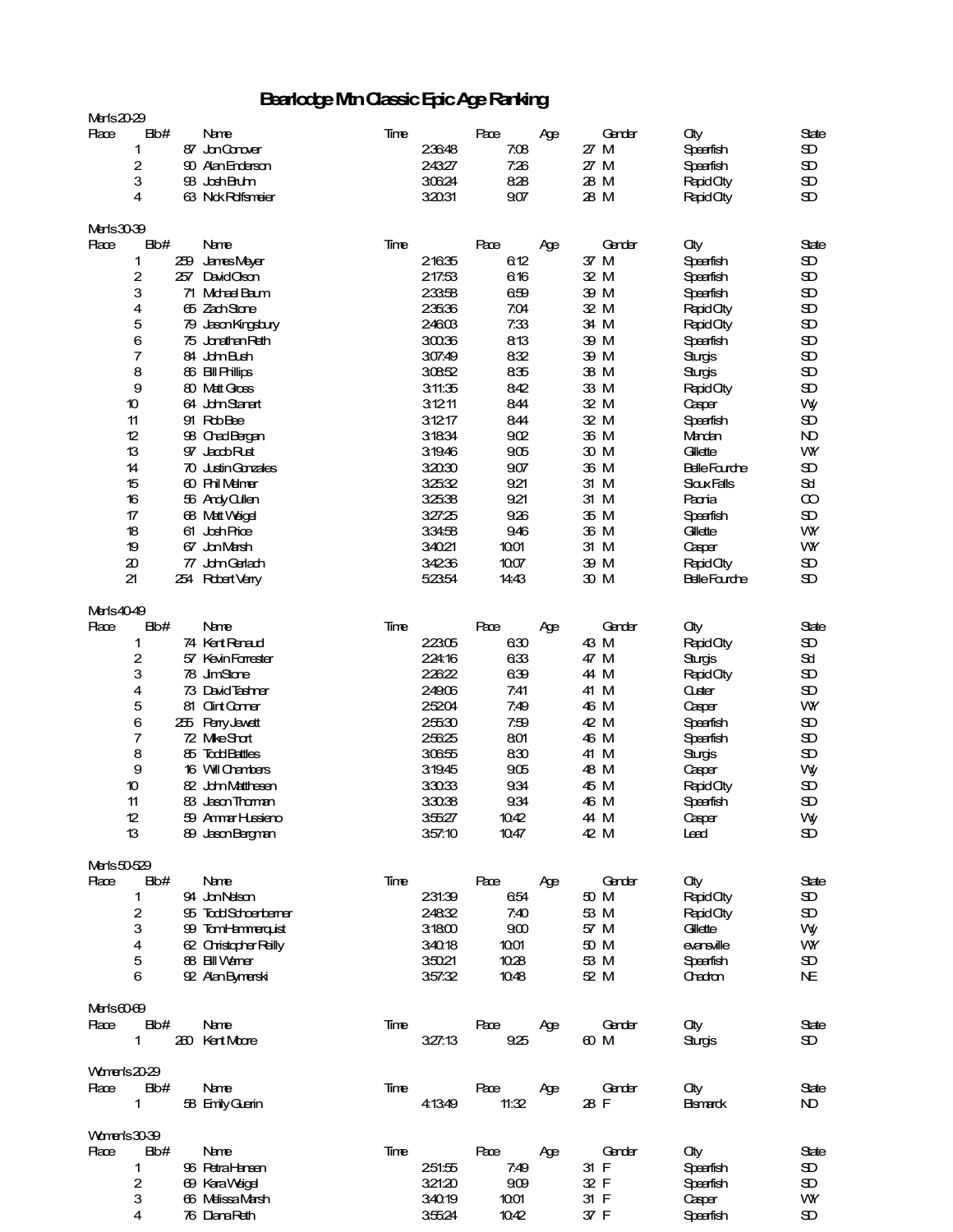# Bearlodge Mtn Classic Epic Age Ranking

**Men's 20-29**

| Place | Bib# | Name | Time | Pace | Age | Gender | City | State |
|---|---|---|---|---|---|---|---|---|
| 1 | 87 | Jon Conover | 2:36:48 | 7:08 | 27 | M | Spearfish | SD |
| 2 | 90 | Alan Enderson | 2:43:27 | 7:26 | 27 | M | Spearfish | SD |
| 3 | 93 | Josh Bruhn | 3:06:24 | 8:28 | 28 | M | Rapid City | SD |
| 4 | 63 | Nick Rolfsmeier | 3:20:31 | 9:07 | 28 | M | Rapid City | SD |

**Men's 30-39**

| Place | Bib# | Name | Time | Pace | Age | Gender | City | State |
|---|---|---|---|---|---|---|---|---|
| 1 | 259 | James Meyer | 2:16:35 | 6:12 | 37 | M | Spearfish | SD |
| 2 | 257 | David Olson | 2:17:53 | 6:16 | 32 | M | Spearfish | SD |
| 3 | 71 | Michael Baum | 2:33:58 | 6:59 | 39 | M | Spearfish | SD |
| 4 | 65 | Zach Stone | 2:35:36 | 7:04 | 32 | M | Rapid City | SD |
| 5 | 79 | Jason Kingsbury | 2:46:03 | 7:33 | 34 | M | Rapid City | SD |
| 6 | 75 | Jonathan Reth | 3:00:36 | 8:13 | 39 | M | Spearfish | SD |
| 7 | 84 | John Bush | 3:07:49 | 8:32 | 39 | M | Sturgis | SD |
| 8 | 86 | Bill Phillips | 3:08:52 | 8:35 | 38 | M | Sturgis | SD |
| 9 | 80 | Matt Gross | 3:11:35 | 8:42 | 33 | M | Rapid City | SD |
| 10 | 64 | John Stanart | 3:12:11 | 8:44 | 32 | M | Casper | Wy |
| 11 | 91 | Rob Bee | 3:12:17 | 8:44 | 32 | M | Spearfish | SD |
| 12 | 98 | Chad Bergan | 3:18:34 | 9:02 | 36 | M | Mandan | ND |
| 13 | 97 | Jacob Rust | 3:19:46 | 9:05 | 30 | M | Gillette | WY |
| 14 | 70 | Justin Gonzales | 3:20:30 | 9:07 | 36 | M | Belle Fourche | SD |
| 15 | 60 | Phil Melmer | 3:25:32 | 9:21 | 31 | M | Sioux Falls | Sd |
| 16 | 56 | Andy Cullen | 3:25:38 | 9:21 | 31 | M | Paonia | CO |
| 17 | 68 | Matt Weigel | 3:27:25 | 9:26 | 35 | M | Spearfish | SD |
| 18 | 61 | Josh Price | 3:34:58 | 9:46 | 36 | M | Gillette | WY |
| 19 | 67 | Jon Marsh | 3:40:21 | 10:01 | 31 | M | Casper | WY |
| 20 | 77 | John Gerlach | 3:42:36 | 10:07 | 39 | M | Rapid City | SD |
| 21 | 254 | Robert Verry | 5:23:54 | 14:43 | 30 | M | Belle Fourche | SD |

**Men's 40-49**

| Place | Bib# | Name | Time | Pace | Age | Gender | City | State |
|---|---|---|---|---|---|---|---|---|
| 1 | 74 | Kent Renaud | 2:23:05 | 6:30 | 43 | M | Rapid City | SD |
| 2 | 57 | Kevin Forrester | 2:24:16 | 6:33 | 47 | M | Sturgis | Sd |
| 3 | 78 | Jim Stone | 2:26:22 | 6:39 | 44 | M | Rapid City | SD |
| 4 | 73 | David Tashner | 2:49:06 | 7:41 | 41 | M | Custer | SD |
| 5 | 81 | Clint Comer | 2:52:04 | 7:49 | 46 | M | Casper | WY |
| 6 | 255 | Perry Jewett | 2:55:30 | 7:59 | 42 | M | Spearfish | SD |
| 7 | 72 | Mike Short | 2:56:25 | 8:01 | 46 | M | Spearfish | SD |
| 8 | 85 | Todd Battles | 3:06:55 | 8:30 | 41 | M | Sturgis | SD |
| 9 | 16 | Will Chambers | 3:19:45 | 9:05 | 48 | M | Casper | Wy |
| 10 | 82 | John Matthesen | 3:30:33 | 9:34 | 45 | M | Rapid City | SD |
| 11 | 83 | Jason Thoman | 3:30:38 | 9:34 | 46 | M | Spearfish | SD |
| 12 | 59 | Ammar Hussieno | 3:55:27 | 10:42 | 44 | M | Casper | Wy |
| 13 | 89 | Jason Bergman | 3:57:10 | 10:47 | 42 | M | Lead | SD |

**Men's 50-529**

| Place | Bib# | Name | Time | Pace | Age | Gender | City | State |
|---|---|---|---|---|---|---|---|---|
| 1 | 94 | Jon Nelson | 2:31:39 | 6:54 | 50 | M | Rapid City | SD |
| 2 | 95 | Todd Schoenberner | 2:48:32 | 7:40 | 53 | M | Rapid City | SD |
| 3 | 99 | Tom Hammerquist | 3:18:00 | 9:00 | 57 | M | Gillette | Wy |
| 4 | 62 | Christopher Reilly | 3:40:18 | 10:01 | 50 | M | evansville | WY |
| 5 | 88 | Bill Werner | 3:50:21 | 10:28 | 53 | M | Spearfish | SD |
| 6 | 92 | Alan Bymerski | 3:57:32 | 10:48 | 52 | M | Chadron | NE |

**Men's 60-69**

| Place | Bib# | Name | Time | Pace | Age | Gender | City | State |
|---|---|---|---|---|---|---|---|---|
| 1 | 260 | Kent Moore | 3:27:13 | 9:25 | 60 | M | Sturgis | SD |

**Women's 20-29**

| Place | Bib# | Name | Time | Pace | Age | Gender | City | State |
|---|---|---|---|---|---|---|---|---|
| 1 | 58 | Emily Guerin | 4:13:49 | 11:32 | 28 | F | Bismarck | ND |

**Women's 30-39**

| Place | Bib# | Name | Time | Pace | Age | Gender | City | State |
|---|---|---|---|---|---|---|---|---|
| 1 | 96 | Petra Hansen | 2:51:55 | 7:49 | 31 | F | Spearfish | SD |
| 2 | 69 | Kara Weigel | 3:21:20 | 9:09 | 32 | F | Spearfish | SD |
| 3 | 66 | Melissa Marsh | 3:40:19 | 10:01 | 31 | F | Casper | WY |
| 4 | 76 | Diana Reth | 3:55:24 | 10:42 | 37 | F | Spearfish | SD |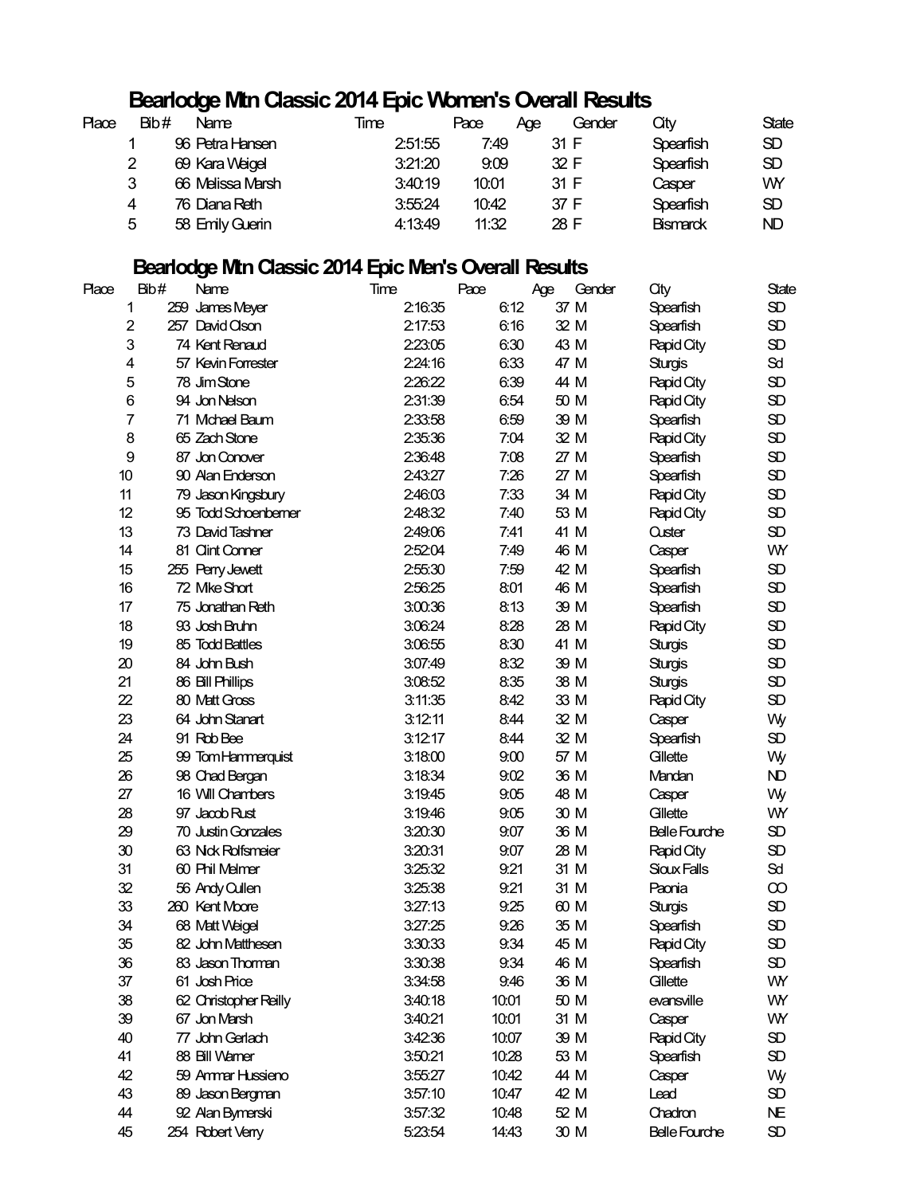## Bearlodge Mtn Classic 2014 Epic Women's Overall Results

| Place | Bib # | Name | Time | Pace | Age | Gender | City | State |
|---|---|---|---|---|---|---|---|---|
| 1 | 96 | Petra Hansen | 2:51:55 | 7:49 | 31 | F | Spearfish | SD |
| 2 | 69 | Kara Weigel | 3:21:20 | 9:09 | 32 | F | Spearfish | SD |
| 3 | 66 | Melissa Marsh | 3:40:19 | 10:01 | 31 | F | Casper | WY |
| 4 | 76 | Diana Reth | 3:55:24 | 10:42 | 37 | F | Spearfish | SD |
| 5 | 58 | Emily Guerin | 4:13:49 | 11:32 | 28 | F | Bismarck | ND |

## Bearlodge Mtn Classic 2014 Epic Men's Overall Results

| Place | Bib # | Name | Time | Pace | Age | Gender | City | State |
|---|---|---|---|---|---|---|---|---|
| 1 | 259 | James Meyer | 2:16:35 | 6:12 | 37 | M | Spearfish | SD |
| 2 | 257 | David Olson | 2:17:53 | 6:16 | 32 | M | Spearfish | SD |
| 3 | 74 | Kent Renaud | 2:23:05 | 6:30 | 43 | M | Rapid City | SD |
| 4 | 57 | Kevin Forrester | 2:24:16 | 6:33 | 47 | M | Sturgis | Sd |
| 5 | 78 | Jim Stone | 2:26:22 | 6:39 | 44 | M | Rapid City | SD |
| 6 | 94 | Jon Nelson | 2:31:39 | 6:54 | 50 | M | Rapid City | SD |
| 7 | 71 | Michael Baum | 2:33:58 | 6:59 | 39 | M | Spearfish | SD |
| 8 | 65 | Zach Stone | 2:35:36 | 7:04 | 32 | M | Rapid City | SD |
| 9 | 87 | Jon Conover | 2:36:48 | 7:08 | 27 | M | Spearfish | SD |
| 10 | 90 | Alan Enderson | 2:43:27 | 7:26 | 27 | M | Spearfish | SD |
| 11 | 79 | Jason Kingsbury | 2:46:03 | 7:33 | 34 | M | Rapid City | SD |
| 12 | 95 | Todd Schoenberner | 2:48:32 | 7:40 | 53 | M | Rapid City | SD |
| 13 | 73 | David Tashner | 2:49:06 | 7:41 | 41 | M | Custer | SD |
| 14 | 81 | Clint Conner | 2:52:04 | 7:49 | 46 | M | Casper | WY |
| 15 | 255 | Perry Jewett | 2:55:30 | 7:59 | 42 | M | Spearfish | SD |
| 16 | 72 | Mike Short | 2:56:25 | 8:01 | 46 | M | Spearfish | SD |
| 17 | 75 | Jonathan Reth | 3:00:36 | 8:13 | 39 | M | Spearfish | SD |
| 18 | 93 | Josh Bruhn | 3:06:24 | 8:28 | 28 | M | Rapid City | SD |
| 19 | 85 | Todd Battles | 3:06:55 | 8:30 | 41 | M | Sturgis | SD |
| 20 | 84 | John Bush | 3:07:49 | 8:32 | 39 | M | Sturgis | SD |
| 21 | 86 | Bill Phillips | 3:08:52 | 8:35 | 38 | M | Sturgis | SD |
| 22 | 80 | Matt Gross | 3:11:35 | 8:42 | 33 | M | Rapid City | SD |
| 23 | 64 | John Stanart | 3:12:11 | 8:44 | 32 | M | Casper | Wy |
| 24 | 91 | Rob Bee | 3:12:17 | 8:44 | 32 | M | Spearfish | SD |
| 25 | 99 | Tom Hammerquist | 3:18:00 | 9:00 | 57 | M | Gillette | Wy |
| 26 | 98 | Chad Bergan | 3:18:34 | 9:02 | 36 | M | Mandan | ND |
| 27 | 16 | Will Chambers | 3:19:45 | 9:05 | 48 | M | Casper | Wy |
| 28 | 97 | Jacob Rust | 3:19:46 | 9:05 | 30 | M | Gillette | WY |
| 29 | 70 | Justin Gonzales | 3:20:30 | 9:07 | 36 | M | Belle Fourche | SD |
| 30 | 63 | Nick Rolfsmeier | 3:20:31 | 9:07 | 28 | M | Rapid City | SD |
| 31 | 60 | Phil Melmer | 3:25:32 | 9:21 | 31 | M | Sioux Falls | Sd |
| 32 | 56 | Andy Cullen | 3:25:38 | 9:21 | 31 | M | Paonia | CO |
| 33 | 260 | Kent Moore | 3:27:13 | 9:25 | 60 | M | Sturgis | SD |
| 34 | 68 | Matt Weigel | 3:27:25 | 9:26 | 35 | M | Spearfish | SD |
| 35 | 82 | John Matthesen | 3:30:33 | 9:34 | 45 | M | Rapid City | SD |
| 36 | 83 | Jason Thorman | 3:30:38 | 9:34 | 46 | M | Spearfish | SD |
| 37 | 61 | Josh Price | 3:34:58 | 9:46 | 36 | M | Gillette | WY |
| 38 | 62 | Christopher Reilly | 3:40:18 | 10:01 | 50 | M | evansville | WY |
| 39 | 67 | Jon Marsh | 3:40:21 | 10:01 | 31 | M | Casper | WY |
| 40 | 77 | John Gerlach | 3:42:36 | 10:07 | 39 | M | Rapid City | SD |
| 41 | 88 | Bill Warner | 3:50:21 | 10:28 | 53 | M | Spearfish | SD |
| 42 | 59 | Ammar Hussieno | 3:55:27 | 10:42 | 44 | M | Casper | Wy |
| 43 | 89 | Jason Bergman | 3:57:10 | 10:47 | 42 | M | Lead | SD |
| 44 | 92 | Alan Bymerski | 3:57:32 | 10:48 | 52 | M | Chadron | NE |
| 45 | 254 | Robert Verry | 5:23:54 | 14:43 | 30 | M | Belle Fourche | SD |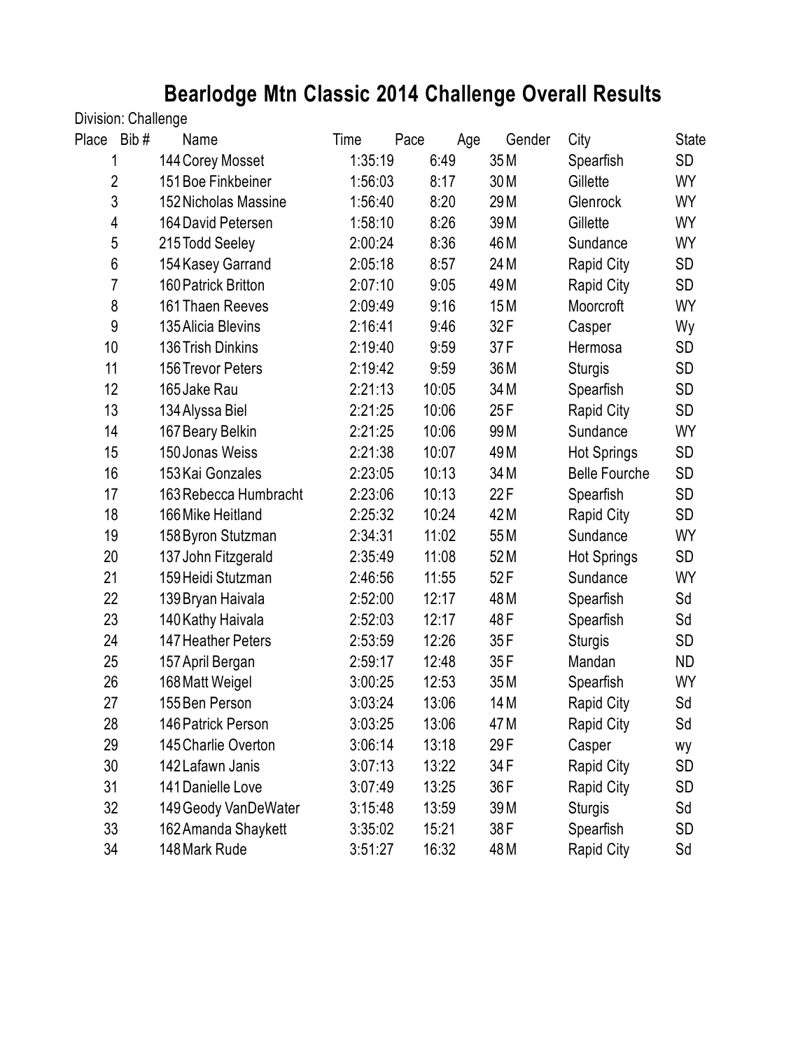# Bearlodge Mtn Classic 2014 Challenge Overall Results

Division: Challenge

| Place | Bib # | Name | Time | Pace | Age | Gender | City | State |
|---|---|---|---|---|---|---|---|---|
| 1 | 144 | Corey Mosset | 1:35:19 | 6:49 | 35 | M | Spearfish | SD |
| 2 | 151 | Boe Finkbeiner | 1:56:03 | 8:17 | 30 | M | Gillette | WY |
| 3 | 152 | Nicholas Massine | 1:56:40 | 8:20 | 29 | M | Glenrock | WY |
| 4 | 164 | David Petersen | 1:58:10 | 8:26 | 39 | M | Gillette | WY |
| 5 | 215 | Todd Seeley | 2:00:24 | 8:36 | 46 | M | Sundance | WY |
| 6 | 154 | Kasey Garrand | 2:05:18 | 8:57 | 24 | M | Rapid City | SD |
| 7 | 160 | Patrick Britton | 2:07:10 | 9:05 | 49 | M | Rapid City | SD |
| 8 | 161 | Thaen Reeves | 2:09:49 | 9:16 | 15 | M | Moorcroft | WY |
| 9 | 135 | Alicia Blevins | 2:16:41 | 9:46 | 32 | F | Casper | Wy |
| 10 | 136 | Trish Dinkins | 2:19:40 | 9:59 | 37 | F | Hermosa | SD |
| 11 | 156 | Trevor Peters | 2:19:42 | 9:59 | 36 | M | Sturgis | SD |
| 12 | 165 | Jake Rau | 2:21:13 | 10:05 | 34 | M | Spearfish | SD |
| 13 | 134 | Alyssa Biel | 2:21:25 | 10:06 | 25 | F | Rapid City | SD |
| 14 | 167 | Beary Belkin | 2:21:25 | 10:06 | 99 | M | Sundance | WY |
| 15 | 150 | Jonas Weiss | 2:21:38 | 10:07 | 49 | M | Hot Springs | SD |
| 16 | 153 | Kai Gonzales | 2:23:05 | 10:13 | 34 | M | Belle Fourche | SD |
| 17 | 163 | Rebecca Humbracht | 2:23:06 | 10:13 | 22 | F | Spearfish | SD |
| 18 | 166 | Mike Heitland | 2:25:32 | 10:24 | 42 | M | Rapid City | SD |
| 19 | 158 | Byron Stutzman | 2:34:31 | 11:02 | 55 | M | Sundance | WY |
| 20 | 137 | John Fitzgerald | 2:35:49 | 11:08 | 52 | M | Hot Springs | SD |
| 21 | 159 | Heidi Stutzman | 2:46:56 | 11:55 | 52 | F | Sundance | WY |
| 22 | 139 | Bryan Haivala | 2:52:00 | 12:17 | 48 | M | Spearfish | Sd |
| 23 | 140 | Kathy Haivala | 2:52:03 | 12:17 | 48 | F | Spearfish | Sd |
| 24 | 147 | Heather Peters | 2:53:59 | 12:26 | 35 | F | Sturgis | SD |
| 25 | 157 | April Bergan | 2:59:17 | 12:48 | 35 | F | Mandan | ND |
| 26 | 168 | Matt Weigel | 3:00:25 | 12:53 | 35 | M | Spearfish | WY |
| 27 | 155 | Ben Person | 3:03:24 | 13:06 | 14 | M | Rapid City | Sd |
| 28 | 146 | Patrick Person | 3:03:25 | 13:06 | 47 | M | Rapid City | Sd |
| 29 | 145 | Charlie Overton | 3:06:14 | 13:18 | 29 | F | Casper | wy |
| 30 | 142 | Lafawn Janis | 3:07:13 | 13:22 | 34 | F | Rapid City | SD |
| 31 | 141 | Danielle Love | 3:07:49 | 13:25 | 36 | F | Rapid City | SD |
| 32 | 149 | Geody VanDeWater | 3:15:48 | 13:59 | 39 | M | Sturgis | Sd |
| 33 | 162 | Amanda Shaykett | 3:35:02 | 15:21 | 38 | F | Spearfish | SD |
| 34 | 148 | Mark Rude | 3:51:27 | 16:32 | 48 | M | Rapid City | Sd |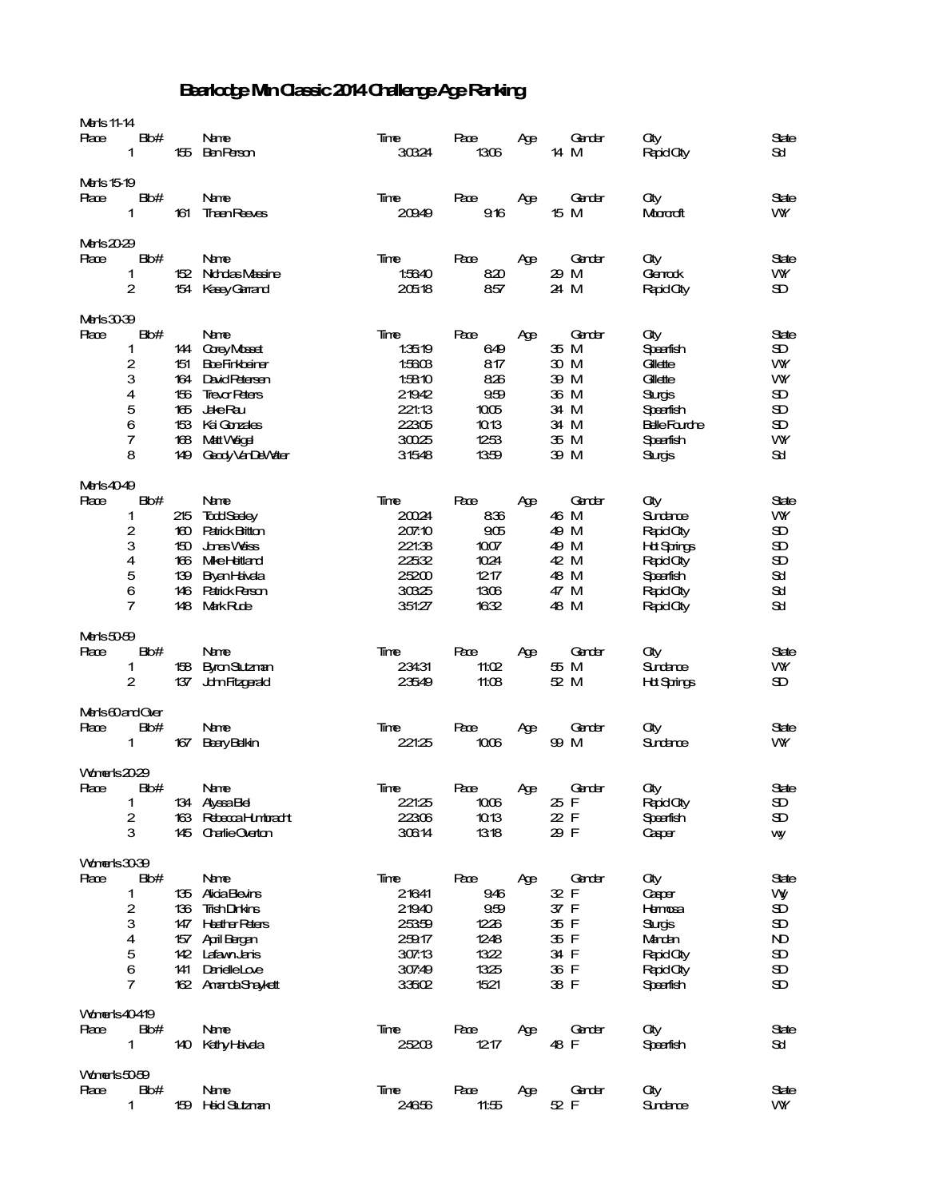# Bearlodge Mtn Classic 2014 Challenge Age Ranking

### Men's 11-14

| Place | Bib# | Name | Time | Pace | Age | Gender | City | State |
|---|---|---|---|---|---|---|---|---|
| 1 | 155 | Ben Person | 3:03:24 | 13:06 | 14 | M | Rapid City | Sd |

### Men's 15-19

| Place | Bib# | Name | Time | Pace | Age | Gender | City | State |
|---|---|---|---|---|---|---|---|---|
| 1 | 161 | Thaen Reeves | 2:09:49 | 9:16 | 15 | M | Moorcroft | WY |

### Men's 20-29

| Place | Bib# | Name | Time | Pace | Age | Gender | City | State |
|---|---|---|---|---|---|---|---|---|
| 1 | 152 | Nicholas Massine | 1:56:40 | 8:20 | 29 | M | Glenrock | WY |
| 2 | 154 | Kasey Garrand | 2:05:18 | 8:57 | 24 | M | Rapid City | SD |

### Men's 30-39

| Place | Bib# | Name | Time | Pace | Age | Gender | City | State |
|---|---|---|---|---|---|---|---|---|
| 1 | 144 | Corey Musset | 1:35:19 | 6:49 | 35 | M | Spearfish | SD |
| 2 | 151 | Boe Finkbeiner | 1:56:03 | 8:17 | 30 | M | Gillette | WY |
| 3 | 164 | David Petersen | 1:58:10 | 8:26 | 39 | M | Gillette | WY |
| 4 | 156 | Trevor Peters | 2:19:42 | 9:59 | 36 | M | Sturgis | SD |
| 5 | 165 | Jake Rau | 2:21:13 | 10:05 | 34 | M | Spearfish | SD |
| 6 | 153 | Kai Gonzales | 2:23:05 | 10:13 | 34 | M | Belle Fourche | SD |
| 7 | 168 | Matt Weigel | 3:00:25 | 12:53 | 35 | M | Spearfish | WY |
| 8 | 149 | Gaody VanDeWater | 3:15:48 | 13:59 | 39 | M | Sturgis | Sd |

### Men's 40-49

| Place | Bib# | Name | Time | Pace | Age | Gender | City | State |
|---|---|---|---|---|---|---|---|---|
| 1 | 215 | Todd Seeley | 2:00:24 | 8:36 | 46 | M | Sundance | WY |
| 2 | 160 | Patrick Britton | 2:07:10 | 9:05 | 49 | M | Rapid City | SD |
| 3 | 150 | Jonas Weiss | 2:21:38 | 10:07 | 49 | M | Hot Springs | SD |
| 4 | 166 | Mike Heitland | 2:25:32 | 10:24 | 42 | M | Rapid City | SD |
| 5 | 139 | Bryan Haivala | 2:52:00 | 12:17 | 48 | M | Spearfish | Sd |
| 6 | 146 | Patrick Person | 3:03:25 | 13:06 | 47 | M | Rapid City | Sd |
| 7 | 148 | Mark Rude | 3:51:27 | 16:32 | 48 | M | Rapid City | Sd |

### Men's 50-59

| Place | Bib# | Name | Time | Pace | Age | Gender | City | State |
|---|---|---|---|---|---|---|---|---|
| 1 | 158 | Byron Stutzman | 2:34:31 | 11:02 | 55 | M | Sundance | WY |
| 2 | 137 | John Fitzgerald | 2:35:49 | 11:08 | 52 | M | Hot Springs | SD |

### Men's 60 and Over

| Place | Bib# | Name | Time | Pace | Age | Gender | City | State |
|---|---|---|---|---|---|---|---|---|
| 1 | 167 | Beary Belkin | 2:21:25 | 10:06 | 99 | M | Sundance | WY |

### Women's 20-29

| Place | Bib# | Name | Time | Pace | Age | Gender | City | State |
|---|---|---|---|---|---|---|---|---|
| 1 | 134 | Alyssa Biel | 2:21:25 | 10:06 | 25 | F | Rapid City | SD |
| 2 | 163 | Rebecca Humbracht | 2:23:06 | 10:13 | 22 | F | Spearfish | SD |
| 3 | 145 | Charlie Overton | 3:06:14 | 13:18 | 29 | F | Casper | wy |

### Women's 30-39

| Place | Bib# | Name | Time | Pace | Age | Gender | City | State |
|---|---|---|---|---|---|---|---|---|
| 1 | 135 | Alicia Blevins | 2:16:41 | 9:46 | 32 | F | Casper | Wy |
| 2 | 136 | Trish Dirkins | 2:19:40 | 9:59 | 37 | F | Hermosa | SD |
| 3 | 147 | Heather Peters | 2:53:59 | 12:26 | 35 | F | Sturgis | SD |
| 4 | 157 | April Bergan | 2:59:17 | 12:48 | 35 | F | Mandan | ND |
| 5 | 142 | Lafawn Janis | 3:07:13 | 13:22 | 34 | F | Rapid City | SD |
| 6 | 141 | Danielle Love | 3:07:49 | 13:25 | 36 | F | Rapid City | SD |
| 7 | 162 | Amanda Shaykett | 3:35:02 | 15:21 | 38 | F | Spearfish | SD |

### Women's 40-419

| Place | Bib# | Name | Time | Pace | Age | Gender | City | State |
|---|---|---|---|---|---|---|---|---|
| 1 | 140 | Kathy Haivala | 2:52:03 | 12:17 | 48 | F | Spearfish | Sd |

### Women's 50-59

| Place | Bib# | Name | Time | Pace | Age | Gender | City | State |
|---|---|---|---|---|---|---|---|---|
| 1 | 159 | Heidi Stutzman | 2:46:56 | 11:55 | 52 | F | Sundance | WY |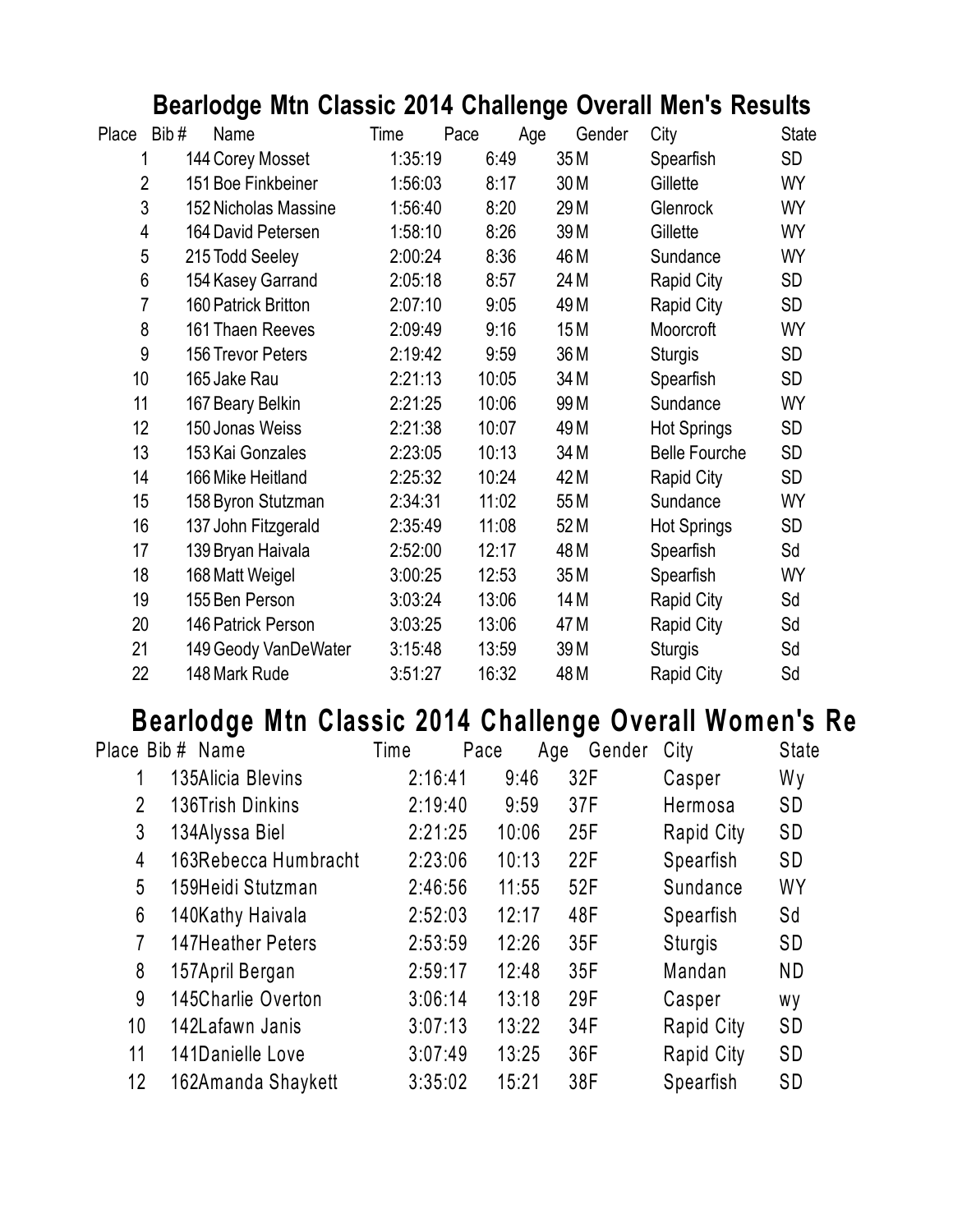## Bearlodge Mtn Classic 2014 Challenge Overall Men's Results

| Place | Bib # | Name | Time | Pace | Age | Gender | City | State |
|---|---|---|---|---|---|---|---|---|
| 1 | 144 | Corey Mosset | 1:35:19 | 6:49 | 35 | M | Spearfish | SD |
| 2 | 151 | Boe Finkbeiner | 1:56:03 | 8:17 | 30 | M | Gillette | WY |
| 3 | 152 | Nicholas Massine | 1:56:40 | 8:20 | 29 | M | Glenrock | WY |
| 4 | 164 | David Petersen | 1:58:10 | 8:26 | 39 | M | Gillette | WY |
| 5 | 215 | Todd Seeley | 2:00:24 | 8:36 | 46 | M | Sundance | WY |
| 6 | 154 | Kasey Garrand | 2:05:18 | 8:57 | 24 | M | Rapid City | SD |
| 7 | 160 | Patrick Britton | 2:07:10 | 9:05 | 49 | M | Rapid City | SD |
| 8 | 161 | Thaen Reeves | 2:09:49 | 9:16 | 15 | M | Moorcroft | WY |
| 9 | 156 | Trevor Peters | 2:19:42 | 9:59 | 36 | M | Sturgis | SD |
| 10 | 165 | Jake Rau | 2:21:13 | 10:05 | 34 | M | Spearfish | SD |
| 11 | 167 | Beary Belkin | 2:21:25 | 10:06 | 99 | M | Sundance | WY |
| 12 | 150 | Jonas Weiss | 2:21:38 | 10:07 | 49 | M | Hot Springs | SD |
| 13 | 153 | Kai Gonzales | 2:23:05 | 10:13 | 34 | M | Belle Fourche | SD |
| 14 | 166 | Mike Heitland | 2:25:32 | 10:24 | 42 | M | Rapid City | SD |
| 15 | 158 | Byron Stutzman | 2:34:31 | 11:02 | 55 | M | Sundance | WY |
| 16 | 137 | John Fitzgerald | 2:35:49 | 11:08 | 52 | M | Hot Springs | SD |
| 17 | 139 | Bryan Haivala | 2:52:00 | 12:17 | 48 | M | Spearfish | Sd |
| 18 | 168 | Matt Weigel | 3:00:25 | 12:53 | 35 | M | Spearfish | WY |
| 19 | 155 | Ben Person | 3:03:24 | 13:06 | 14 | M | Rapid City | Sd |
| 20 | 146 | Patrick Person | 3:03:25 | 13:06 | 47 | M | Rapid City | Sd |
| 21 | 149 | Geody VanDeWater | 3:15:48 | 13:59 | 39 | M | Sturgis | Sd |
| 22 | 148 | Mark Rude | 3:51:27 | 16:32 | 48 | M | Rapid City | Sd |

## Bearlodge Mtn Classic 2014 Challenge Overall Women's Re

| Place | Bib # | Name | Time | Pace | Age | Gender | City | State |
|---|---|---|---|---|---|---|---|---|
| 1 | 135 | Alicia Blevins | 2:16:41 | 9:46 | 32 | F | Casper | Wy |
| 2 | 136 | Trish Dinkins | 2:19:40 | 9:59 | 37 | F | Hermosa | SD |
| 3 | 134 | Alyssa Biel | 2:21:25 | 10:06 | 25 | F | Rapid City | SD |
| 4 | 163 | Rebecca Humbracht | 2:23:06 | 10:13 | 22 | F | Spearfish | SD |
| 5 | 159 | Heidi Stutzman | 2:46:56 | 11:55 | 52 | F | Sundance | WY |
| 6 | 140 | Kathy Haivala | 2:52:03 | 12:17 | 48 | F | Spearfish | Sd |
| 7 | 147 | Heather Peters | 2:53:59 | 12:26 | 35 | F | Sturgis | SD |
| 8 | 157 | April Bergan | 2:59:17 | 12:48 | 35 | F | Mandan | ND |
| 9 | 145 | Charlie Overton | 3:06:14 | 13:18 | 29 | F | Casper | wy |
| 10 | 142 | Lafawn Janis | 3:07:13 | 13:22 | 34 | F | Rapid City | SD |
| 11 | 141 | Danielle Love | 3:07:49 | 13:25 | 36 | F | Rapid City | SD |
| 12 | 162 | Amanda Shaykett | 3:35:02 | 15:21 | 38 | F | Spearfish | SD |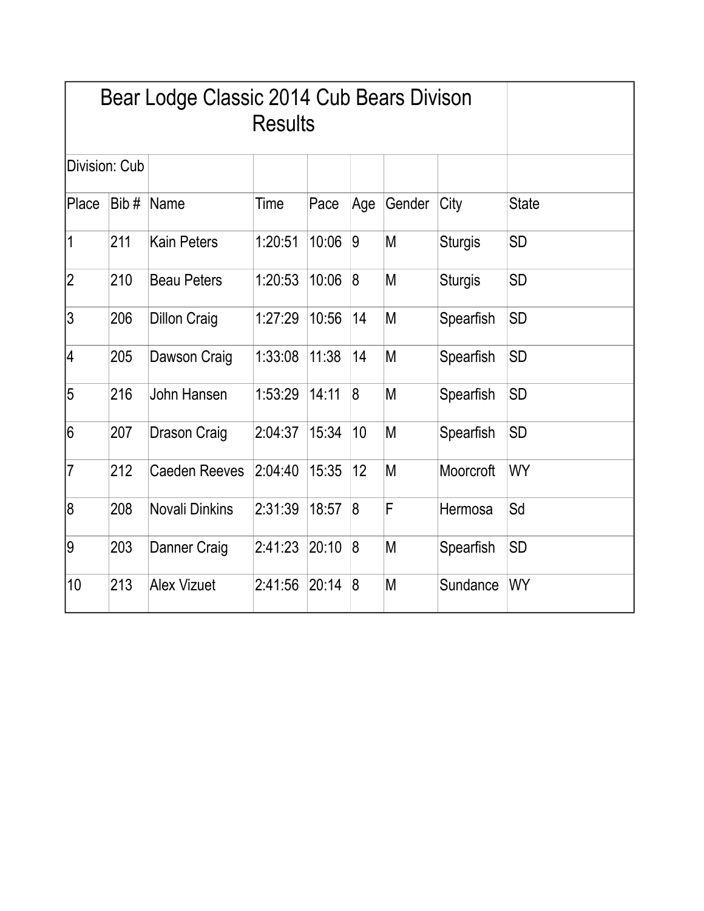# Bear Lodge Classic 2014 Cub Bears Divison Results

Division: Cub

| Place | Bib # | Name | Time | Pace | Age | Gender | City | State |
|---|---|---|---|---|---|---|---|---|
| 1 | 211 | Kain Peters | 1:20:51 | 10:06 | 9 | M | Sturgis | SD |
| 2 | 210 | Beau Peters | 1:20:53 | 10:06 | 8 | M | Sturgis | SD |
| 3 | 206 | Dillon Craig | 1:27:29 | 10:56 | 14 | M | Spearfish | SD |
| 4 | 205 | Dawson Craig | 1:33:08 | 11:38 | 14 | M | Spearfish | SD |
| 5 | 216 | John Hansen | 1:53:29 | 14:11 | 8 | M | Spearfish | SD |
| 6 | 207 | Drason Craig | 2:04:37 | 15:34 | 10 | M | Spearfish | SD |
| 7 | 212 | Caeden Reeves | 2:04:40 | 15:35 | 12 | M | Moorcroft | WY |
| 8 | 208 | Novali Dinkins | 2:31:39 | 18:57 | 8 | F | Hermosa | Sd |
| 9 | 203 | Danner Craig | 2:41:23 | 20:10 | 8 | M | Spearfish | SD |
| 10 | 213 | Alex Vizuet | 2:41:56 | 20:14 | 8 | M | Sundance | WY |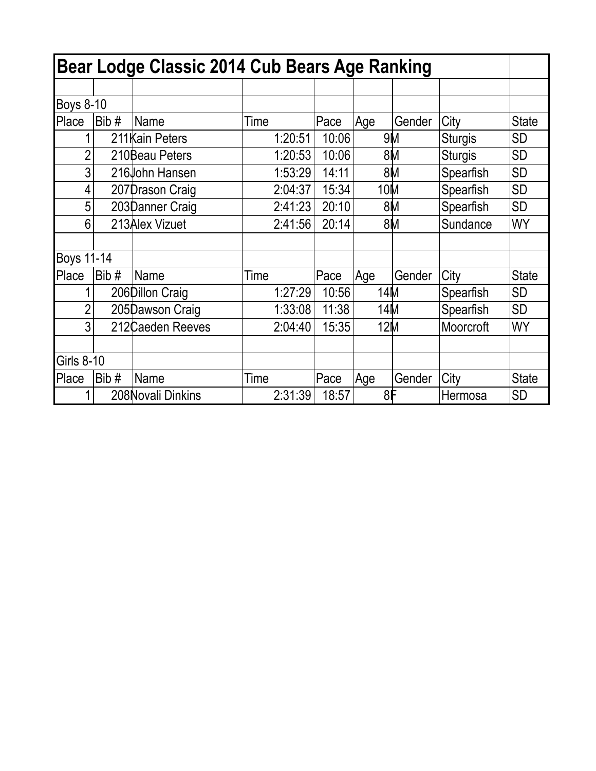# Bear Lodge Classic 2014 Cub Bears Age Ranking

**Boys 8-10**

| Place | Bib # | Name | Time | Pace | Age | Gender | City | State |
|---|---|---|---|---|---|---|---|---|
| 1 | 211 | Kain Peters | 1:20:51 | 10:06 | 9 | M | Sturgis | SD |
| 2 | 210 | Beau Peters | 1:20:53 | 10:06 | 8 | M | Sturgis | SD |
| 3 | 216 | John Hansen | 1:53:29 | 14:11 | 8 | M | Spearfish | SD |
| 4 | 207 | Drason Craig | 2:04:37 | 15:34 | 10 | M | Spearfish | SD |
| 5 | 203 | Danner Craig | 2:41:23 | 20:10 | 8 | M | Spearfish | SD |
| 6 | 213 | Alex Vizuet | 2:41:56 | 20:14 | 8 | M | Sundance | WY |

**Boys 11-14**

| Place | Bib # | Name | Time | Pace | Age | Gender | City | State |
|---|---|---|---|---|---|---|---|---|
| 1 | 206 | Dillon Craig | 1:27:29 | 10:56 | 14 | M | Spearfish | SD |
| 2 | 205 | Dawson Craig | 1:33:08 | 11:38 | 14 | M | Spearfish | SD |
| 3 | 212 | Caeden Reeves | 2:04:40 | 15:35 | 12 | M | Moorcroft | WY |

**Girls 8-10**

| Place | Bib # | Name | Time | Pace | Age | Gender | City | State |
|---|---|---|---|---|---|---|---|---|
| 1 | 208 | Novali Dinkins | 2:31:39 | 18:57 | 8 | F | Hermosa | SD |